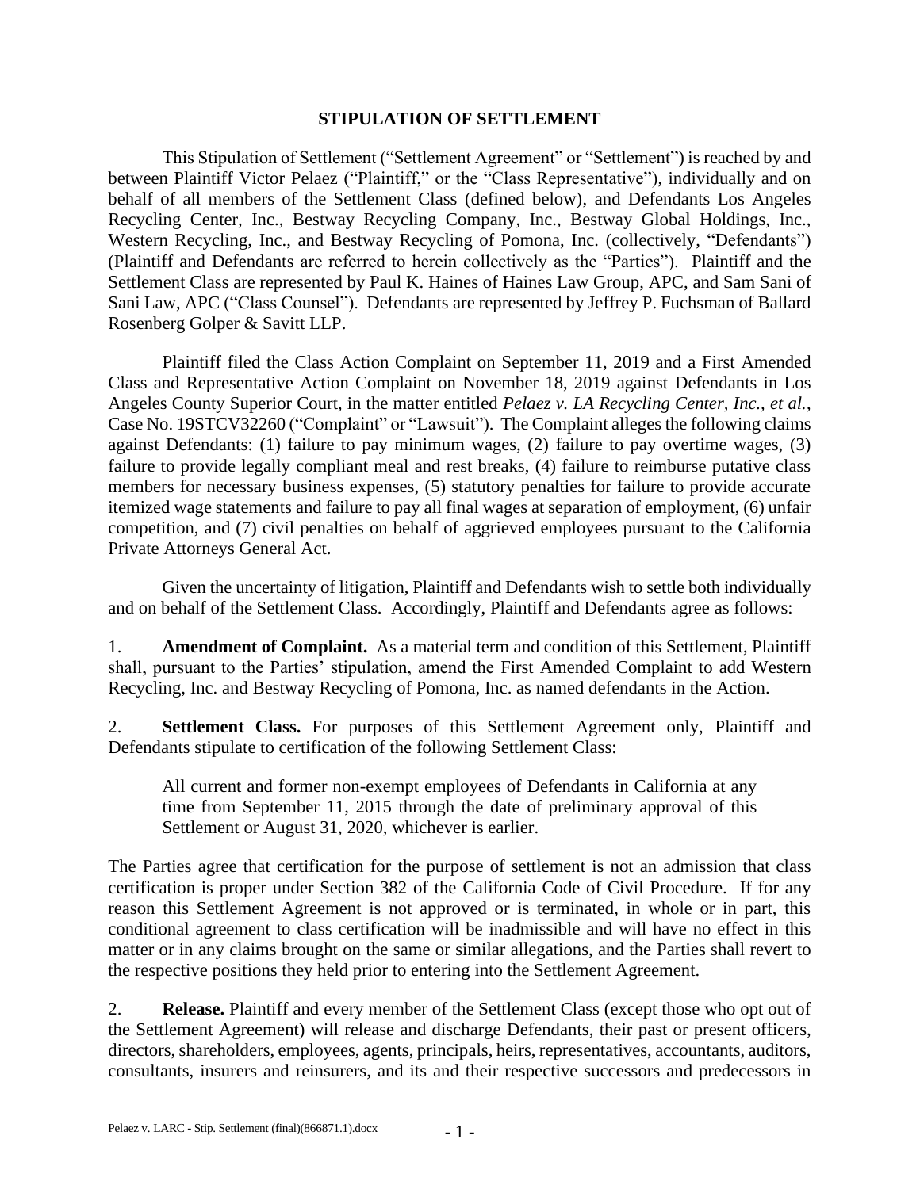# STIPULATION OF SETTLEMENT

This Stipulation of Settlement ("Settlement Agreement" or "Settlement") is reached by and between Plaintiff Victor Pelaez ("Plaintiff," or the "Class Representative"), individually and on behalf of all members of the Settlement Class (defined below), and Defendants Los Angeles Recycling Center, Inc., Bestway Recycling Company, Inc., Bestway Global Holdings, Inc., Western Recycling, Inc., and Bestway Recycling of Pomona, Inc. (collectively, "Defendants") (Plaintiff and Defendants are referred to herein collectively as the "Parties"). Plaintiff and the Settlement Class are represented by Paul K. Haines of Haines Law Group, APC, and Sam Sani of Sani Law, APC ("Class Counsel"). Defendants are represented by Jeffrey P. Fuchsman of Ballard Rosenberg Golper & Savitt LLP.

Plaintiff filed the Class Action Complaint on September 11, 2019 and a First Amended Class and Representative Action Complaint on November 18, 2019 against Defendants in Los Angeles County Superior Court, in the matter entitled *Pelaez v. LA Recycling Center, Inc., et al.*, Case No. 19STCV32260 ("Complaint" or "Lawsuit"). The Complaint alleges the following claims against Defendants: (1) failure to pay minimum wages, (2) failure to pay overtime wages, (3) failure to provide legally compliant meal and rest breaks, (4) failure to reimburse putative class members for necessary business expenses, (5) statutory penalties for failure to provide accurate itemized wage statements and failure to pay all final wages at separation of employment, (6) unfair competition, and (7) civil penalties on behalf of aggrieved employees pursuant to the California Private Attorneys General Act.

Given the uncertainty of litigation, Plaintiff and Defendants wish to settle both individually and on behalf of the Settlement Class. Accordingly, Plaintiff and Defendants agree as follows:

1. **Amendment of Complaint.** As a material term and condition of this Settlement, Plaintiff shall, pursuant to the Parties' stipulation, amend the First Amended Complaint to add Western Recycling, Inc. and Bestway Recycling of Pomona, Inc. as named defendants in the Action.

2. **Settlement Class.** For purposes of this Settlement Agreement only, Plaintiff and Defendants stipulate to certification of the following Settlement Class:

> All current and former non-exempt employees of Defendants in California at any time from September 11, 2015 through the date of preliminary approval of this Settlement or August 31, 2020, whichever is earlier.

The Parties agree that certification for the purpose of settlement is not an admission that class certification is proper under Section 382 of the California Code of Civil Procedure. If for any reason this Settlement Agreement is not approved or is terminated, in whole or in part, this conditional agreement to class certification will be inadmissible and will have no effect in this matter or in any claims brought on the same or similar allegations, and the Parties shall revert to the respective positions they held prior to entering into the Settlement Agreement.

2. **Release.** Plaintiff and every member of the Settlement Class (except those who opt out of the Settlement Agreement) will release and discharge Defendants, their past or present officers, directors, shareholders, employees, agents, principals, heirs, representatives, accountants, auditors, consultants, insurers and reinsurers, and its and their respective successors and predecessors in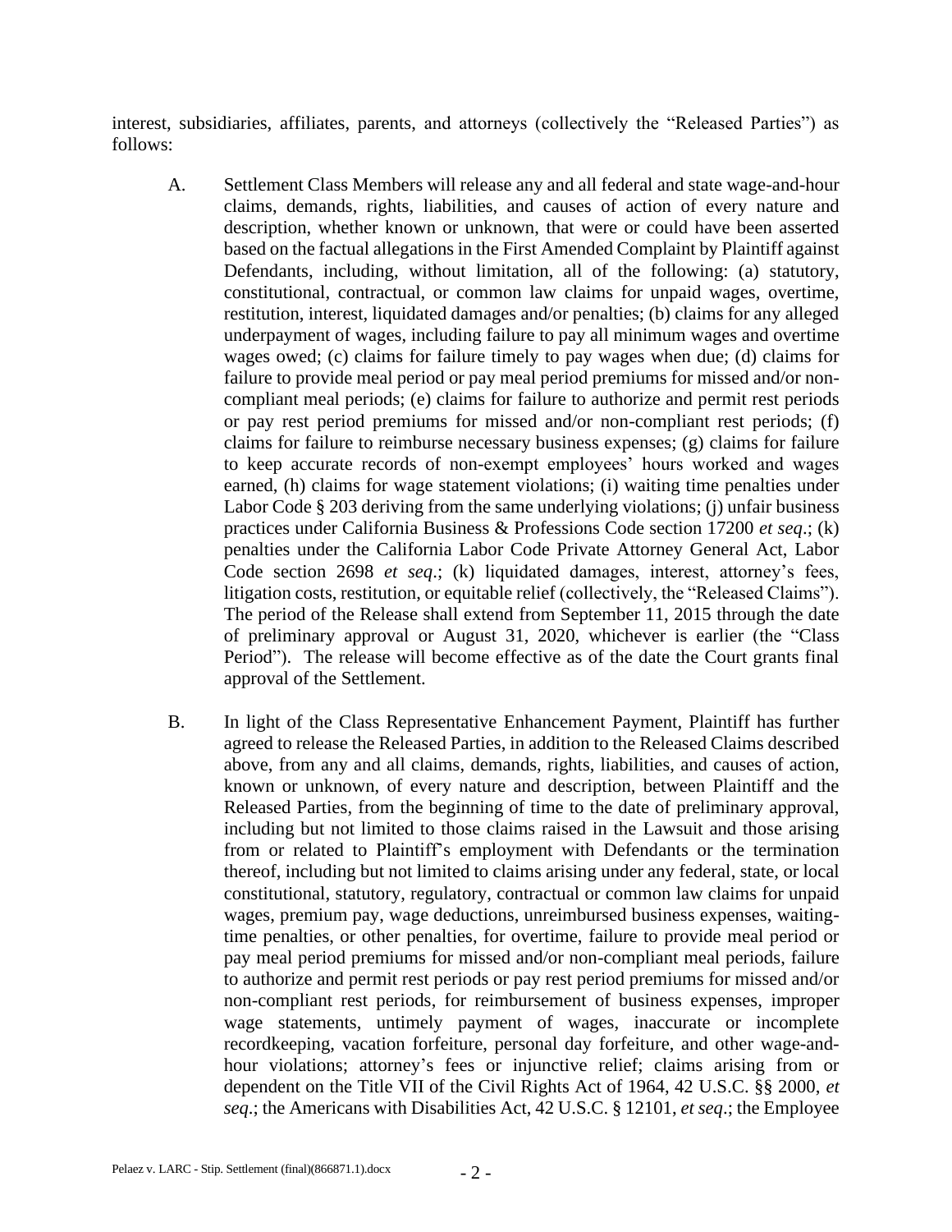interest, subsidiaries, affiliates, parents, and attorneys (collectively the "Released Parties") as follows:

A. Settlement Class Members will release any and all federal and state wage-and-hour claims, demands, rights, liabilities, and causes of action of every nature and description, whether known or unknown, that were or could have been asserted based on the factual allegations in the First Amended Complaint by Plaintiff against Defendants, including, without limitation, all of the following: (a) statutory, constitutional, contractual, or common law claims for unpaid wages, overtime, restitution, interest, liquidated damages and/or penalties; (b) claims for any alleged underpayment of wages, including failure to pay all minimum wages and overtime wages owed; (c) claims for failure timely to pay wages when due; (d) claims for failure to provide meal period or pay meal period premiums for missed and/or non-compliant meal periods; (e) claims for failure to authorize and permit rest periods or pay rest period premiums for missed and/or non-compliant rest periods; (f) claims for failure to reimburse necessary business expenses; (g) claims for failure to keep accurate records of non-exempt employees' hours worked and wages earned, (h) claims for wage statement violations; (i) waiting time penalties under Labor Code § 203 deriving from the same underlying violations; (j) unfair business practices under California Business & Professions Code section 17200 *et seq*.; (k) penalties under the California Labor Code Private Attorney General Act, Labor Code section 2698 *et seq*.; (k) liquidated damages, interest, attorney's fees, litigation costs, restitution, or equitable relief (collectively, the "Released Claims"). The period of the Release shall extend from September 11, 2015 through the date of preliminary approval or August 31, 2020, whichever is earlier (the "Class Period"). The release will become effective as of the date the Court grants final approval of the Settlement.

B. In light of the Class Representative Enhancement Payment, Plaintiff has further agreed to release the Released Parties, in addition to the Released Claims described above, from any and all claims, demands, rights, liabilities, and causes of action, known or unknown, of every nature and description, between Plaintiff and the Released Parties, from the beginning of time to the date of preliminary approval, including but not limited to those claims raised in the Lawsuit and those arising from or related to Plaintiff's employment with Defendants or the termination thereof, including but not limited to claims arising under any federal, state, or local constitutional, statutory, regulatory, contractual or common law claims for unpaid wages, premium pay, wage deductions, unreimbursed business expenses, waiting-time penalties, or other penalties, for overtime, failure to provide meal period or pay meal period premiums for missed and/or non-compliant meal periods, failure to authorize and permit rest periods or pay rest period premiums for missed and/or non-compliant rest periods, for reimbursement of business expenses, improper wage statements, untimely payment of wages, inaccurate or incomplete recordkeeping, vacation forfeiture, personal day forfeiture, and other wage-and-hour violations; attorney's fees or injunctive relief; claims arising from or dependent on the Title VII of the Civil Rights Act of 1964, 42 U.S.C. §§ 2000, *et seq*.; the Americans with Disabilities Act, 42 U.S.C. § 12101, *et seq*.; the Employee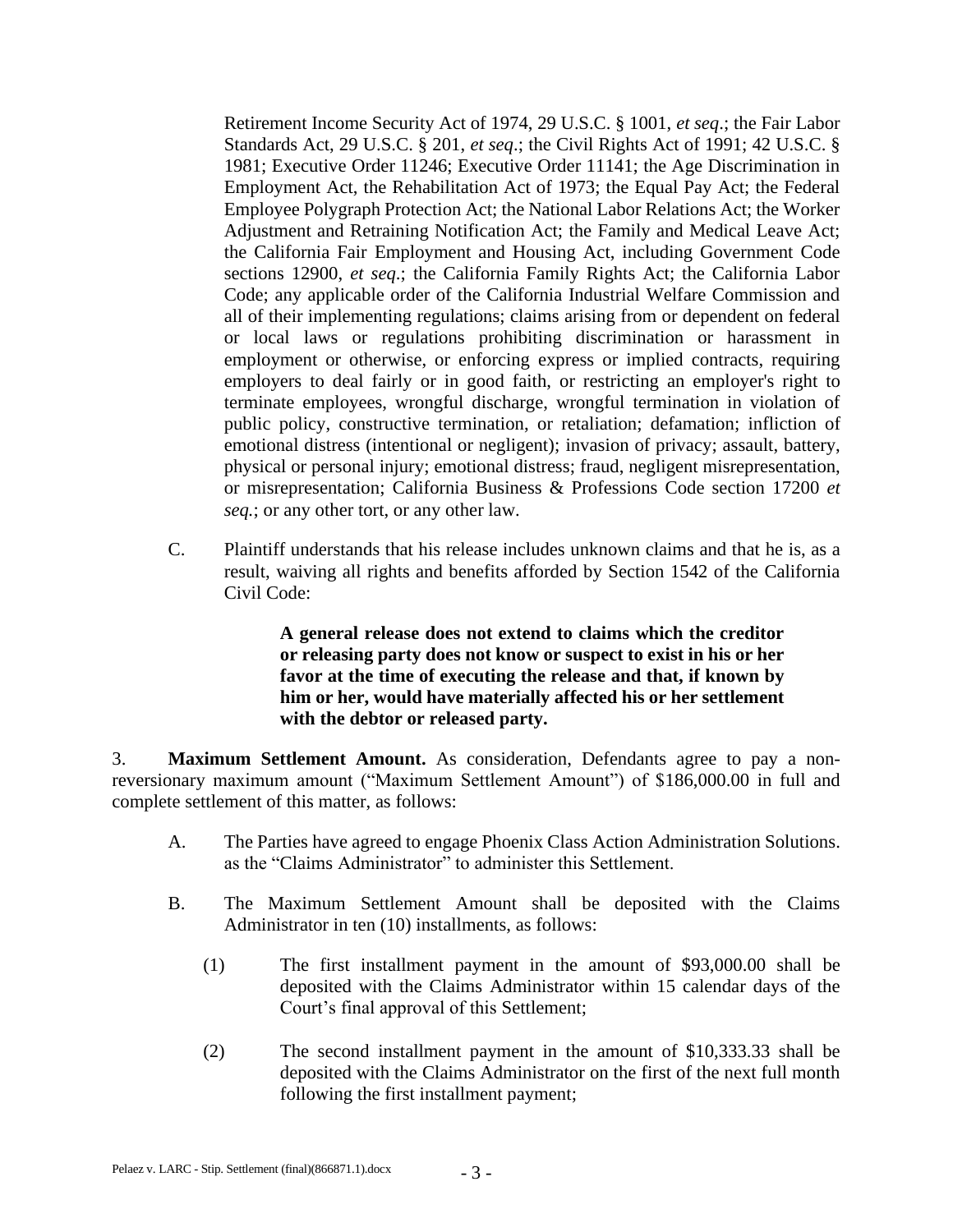Retirement Income Security Act of 1974, 29 U.S.C. § 1001, *et seq*.; the Fair Labor Standards Act, 29 U.S.C. § 201, *et seq*.; the Civil Rights Act of 1991; 42 U.S.C. § 1981; Executive Order 11246; Executive Order 11141; the Age Discrimination in Employment Act, the Rehabilitation Act of 1973; the Equal Pay Act; the Federal Employee Polygraph Protection Act; the National Labor Relations Act; the Worker Adjustment and Retraining Notification Act; the Family and Medical Leave Act; the California Fair Employment and Housing Act, including Government Code sections 12900, *et seq*.; the California Family Rights Act; the California Labor Code; any applicable order of the California Industrial Welfare Commission and all of their implementing regulations; claims arising from or dependent on federal or local laws or regulations prohibiting discrimination or harassment in employment or otherwise, or enforcing express or implied contracts, requiring employers to deal fairly or in good faith, or restricting an employer's right to terminate employees, wrongful discharge, wrongful termination in violation of public policy, constructive termination, or retaliation; defamation; infliction of emotional distress (intentional or negligent); invasion of privacy; assault, battery, physical or personal injury; emotional distress; fraud, negligent misrepresentation, or misrepresentation; California Business & Professions Code section 17200 *et seq.*; or any other tort, or any other law.

C. Plaintiff understands that his release includes unknown claims and that he is, as a result, waiving all rights and benefits afforded by Section 1542 of the California Civil Code:

> **A general release does not extend to claims which the creditor or releasing party does not know or suspect to exist in his or her favor at the time of executing the release and that, if known by him or her, would have materially affected his or her settlement with the debtor or released party.**

3. **Maximum Settlement Amount.** As consideration, Defendants agree to pay a non-reversionary maximum amount ("Maximum Settlement Amount") of $186,000.00 in full and complete settlement of this matter, as follows:

A. The Parties have agreed to engage Phoenix Class Action Administration Solutions. as the "Claims Administrator" to administer this Settlement.

B. The Maximum Settlement Amount shall be deposited with the Claims Administrator in ten (10) installments, as follows:

(1) The first installment payment in the amount of $93,000.00 shall be deposited with the Claims Administrator within 15 calendar days of the Court's final approval of this Settlement;

(2) The second installment payment in the amount of $10,333.33 shall be deposited with the Claims Administrator on the first of the next full month following the first installment payment;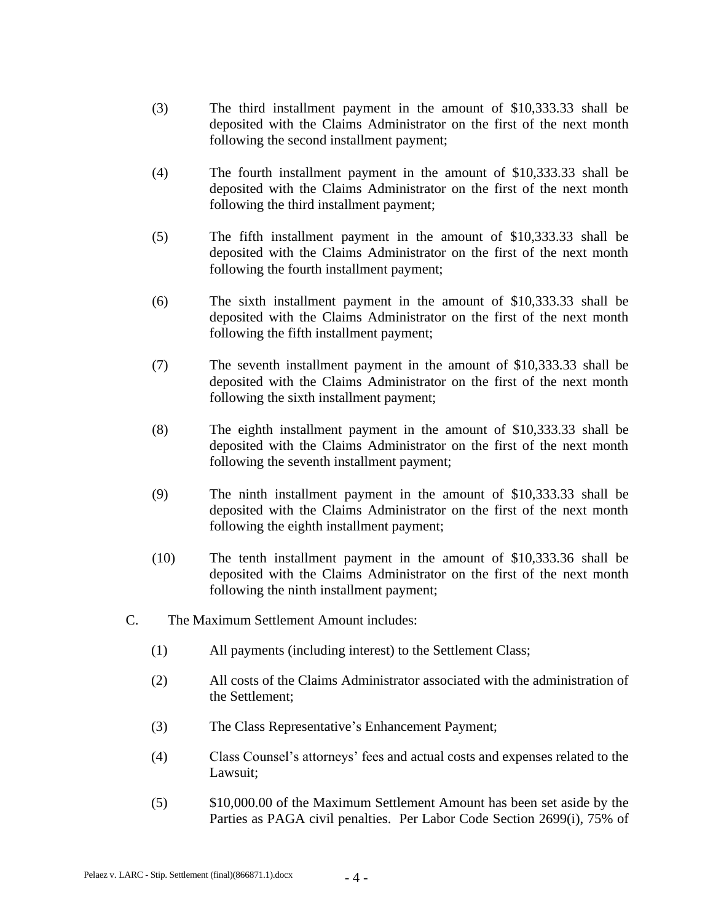(3) The third installment payment in the amount of $10,333.33 shall be deposited with the Claims Administrator on the first of the next month following the second installment payment;

(4) The fourth installment payment in the amount of $10,333.33 shall be deposited with the Claims Administrator on the first of the next month following the third installment payment;

(5) The fifth installment payment in the amount of $10,333.33 shall be deposited with the Claims Administrator on the first of the next month following the fourth installment payment;

(6) The sixth installment payment in the amount of $10,333.33 shall be deposited with the Claims Administrator on the first of the next month following the fifth installment payment;

(7) The seventh installment payment in the amount of $10,333.33 shall be deposited with the Claims Administrator on the first of the next month following the sixth installment payment;

(8) The eighth installment payment in the amount of $10,333.33 shall be deposited with the Claims Administrator on the first of the next month following the seventh installment payment;

(9) The ninth installment payment in the amount of $10,333.33 shall be deposited with the Claims Administrator on the first of the next month following the eighth installment payment;

(10) The tenth installment payment in the amount of $10,333.36 shall be deposited with the Claims Administrator on the first of the next month following the ninth installment payment;

C. The Maximum Settlement Amount includes:

(1) All payments (including interest) to the Settlement Class;

(2) All costs of the Claims Administrator associated with the administration of the Settlement;

(3) The Class Representative's Enhancement Payment;

(4) Class Counsel's attorneys' fees and actual costs and expenses related to the Lawsuit;

(5) $10,000.00 of the Maximum Settlement Amount has been set aside by the Parties as PAGA civil penalties. Per Labor Code Section 2699(i), 75% of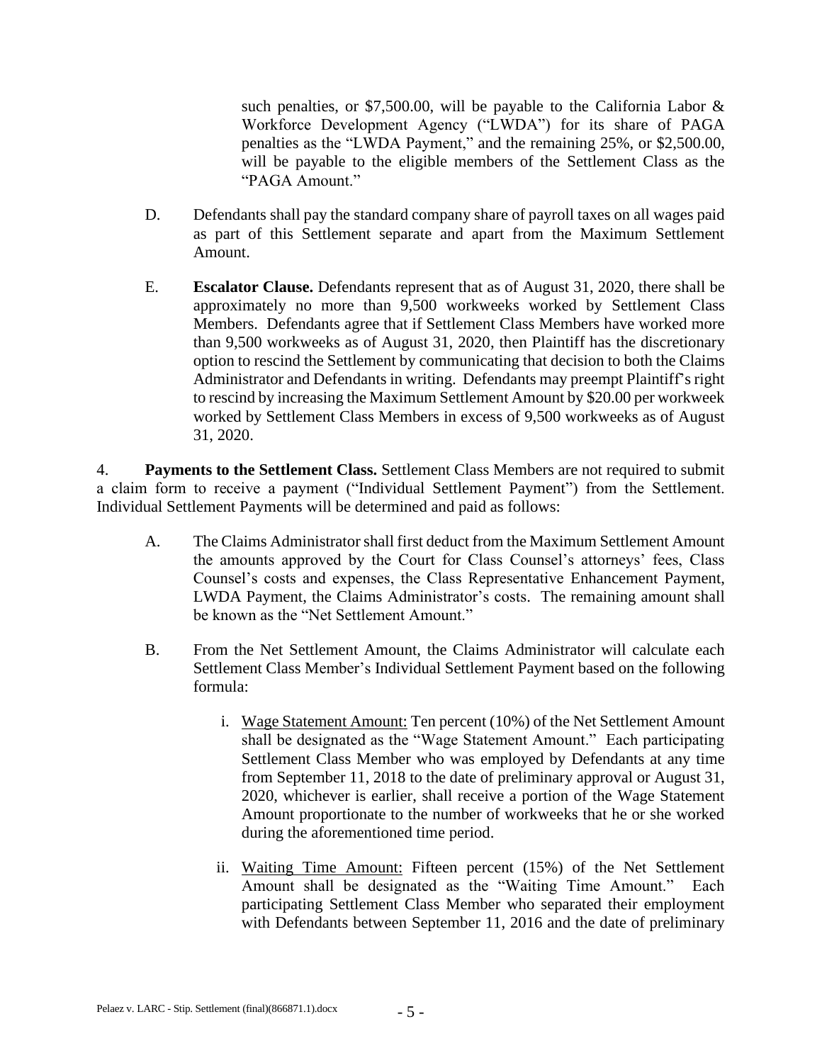such penalties, or $7,500.00, will be payable to the California Labor & Workforce Development Agency ("LWDA") for its share of PAGA penalties as the "LWDA Payment," and the remaining 25%, or $2,500.00, will be payable to the eligible members of the Settlement Class as the "PAGA Amount."

D. Defendants shall pay the standard company share of payroll taxes on all wages paid as part of this Settlement separate and apart from the Maximum Settlement Amount.

E. **Escalator Clause.** Defendants represent that as of August 31, 2020, there shall be approximately no more than 9,500 workweeks worked by Settlement Class Members. Defendants agree that if Settlement Class Members have worked more than 9,500 workweeks as of August 31, 2020, then Plaintiff has the discretionary option to rescind the Settlement by communicating that decision to both the Claims Administrator and Defendants in writing. Defendants may preempt Plaintiff's right to rescind by increasing the Maximum Settlement Amount by $20.00 per workweek worked by Settlement Class Members in excess of 9,500 workweeks as of August 31, 2020.

4. **Payments to the Settlement Class.** Settlement Class Members are not required to submit a claim form to receive a payment ("Individual Settlement Payment") from the Settlement. Individual Settlement Payments will be determined and paid as follows:

A. The Claims Administrator shall first deduct from the Maximum Settlement Amount the amounts approved by the Court for Class Counsel's attorneys' fees, Class Counsel's costs and expenses, the Class Representative Enhancement Payment, LWDA Payment, the Claims Administrator's costs. The remaining amount shall be known as the "Net Settlement Amount."

B. From the Net Settlement Amount, the Claims Administrator will calculate each Settlement Class Member's Individual Settlement Payment based on the following formula:

i. Wage Statement Amount: Ten percent (10%) of the Net Settlement Amount shall be designated as the "Wage Statement Amount." Each participating Settlement Class Member who was employed by Defendants at any time from September 11, 2018 to the date of preliminary approval or August 31, 2020, whichever is earlier, shall receive a portion of the Wage Statement Amount proportionate to the number of workweeks that he or she worked during the aforementioned time period.

ii. Waiting Time Amount: Fifteen percent (15%) of the Net Settlement Amount shall be designated as the "Waiting Time Amount." Each participating Settlement Class Member who separated their employment with Defendants between September 11, 2016 and the date of preliminary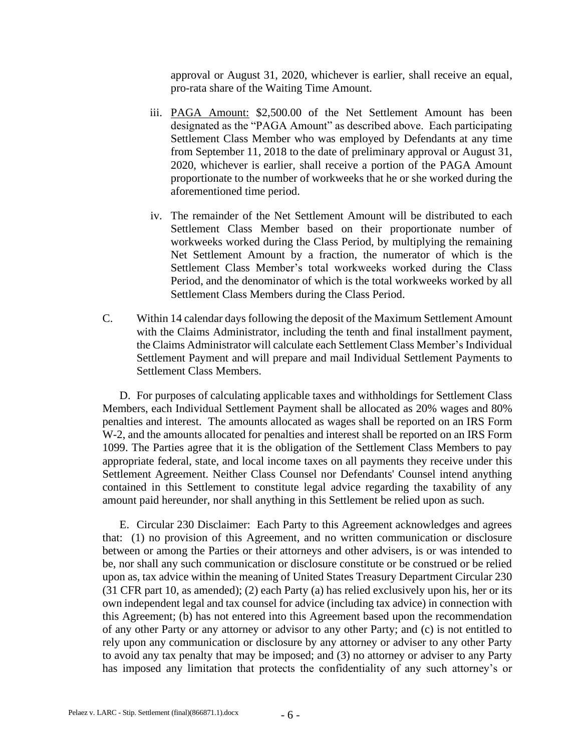approval or August 31, 2020, whichever is earlier, shall receive an equal, pro-rata share of the Waiting Time Amount.

iii. PAGA Amount: $2,500.00 of the Net Settlement Amount has been designated as the "PAGA Amount" as described above. Each participating Settlement Class Member who was employed by Defendants at any time from September 11, 2018 to the date of preliminary approval or August 31, 2020, whichever is earlier, shall receive a portion of the PAGA Amount proportionate to the number of workweeks that he or she worked during the aforementioned time period.

iv. The remainder of the Net Settlement Amount will be distributed to each Settlement Class Member based on their proportionate number of workweeks worked during the Class Period, by multiplying the remaining Net Settlement Amount by a fraction, the numerator of which is the Settlement Class Member's total workweeks worked during the Class Period, and the denominator of which is the total workweeks worked by all Settlement Class Members during the Class Period.

C. Within 14 calendar days following the deposit of the Maximum Settlement Amount with the Claims Administrator, including the tenth and final installment payment, the Claims Administrator will calculate each Settlement Class Member's Individual Settlement Payment and will prepare and mail Individual Settlement Payments to Settlement Class Members.

D. For purposes of calculating applicable taxes and withholdings for Settlement Class Members, each Individual Settlement Payment shall be allocated as 20% wages and 80% penalties and interest. The amounts allocated as wages shall be reported on an IRS Form W-2, and the amounts allocated for penalties and interest shall be reported on an IRS Form 1099. The Parties agree that it is the obligation of the Settlement Class Members to pay appropriate federal, state, and local income taxes on all payments they receive under this Settlement Agreement. Neither Class Counsel nor Defendants' Counsel intend anything contained in this Settlement to constitute legal advice regarding the taxability of any amount paid hereunder, nor shall anything in this Settlement be relied upon as such.

E. Circular 230 Disclaimer: Each Party to this Agreement acknowledges and agrees that: (1) no provision of this Agreement, and no written communication or disclosure between or among the Parties or their attorneys and other advisers, is or was intended to be, nor shall any such communication or disclosure constitute or be construed or be relied upon as, tax advice within the meaning of United States Treasury Department Circular 230 (31 CFR part 10, as amended); (2) each Party (a) has relied exclusively upon his, her or its own independent legal and tax counsel for advice (including tax advice) in connection with this Agreement; (b) has not entered into this Agreement based upon the recommendation of any other Party or any attorney or advisor to any other Party; and (c) is not entitled to rely upon any communication or disclosure by any attorney or adviser to any other Party to avoid any tax penalty that may be imposed; and (3) no attorney or adviser to any Party has imposed any limitation that protects the confidentiality of any such attorney's or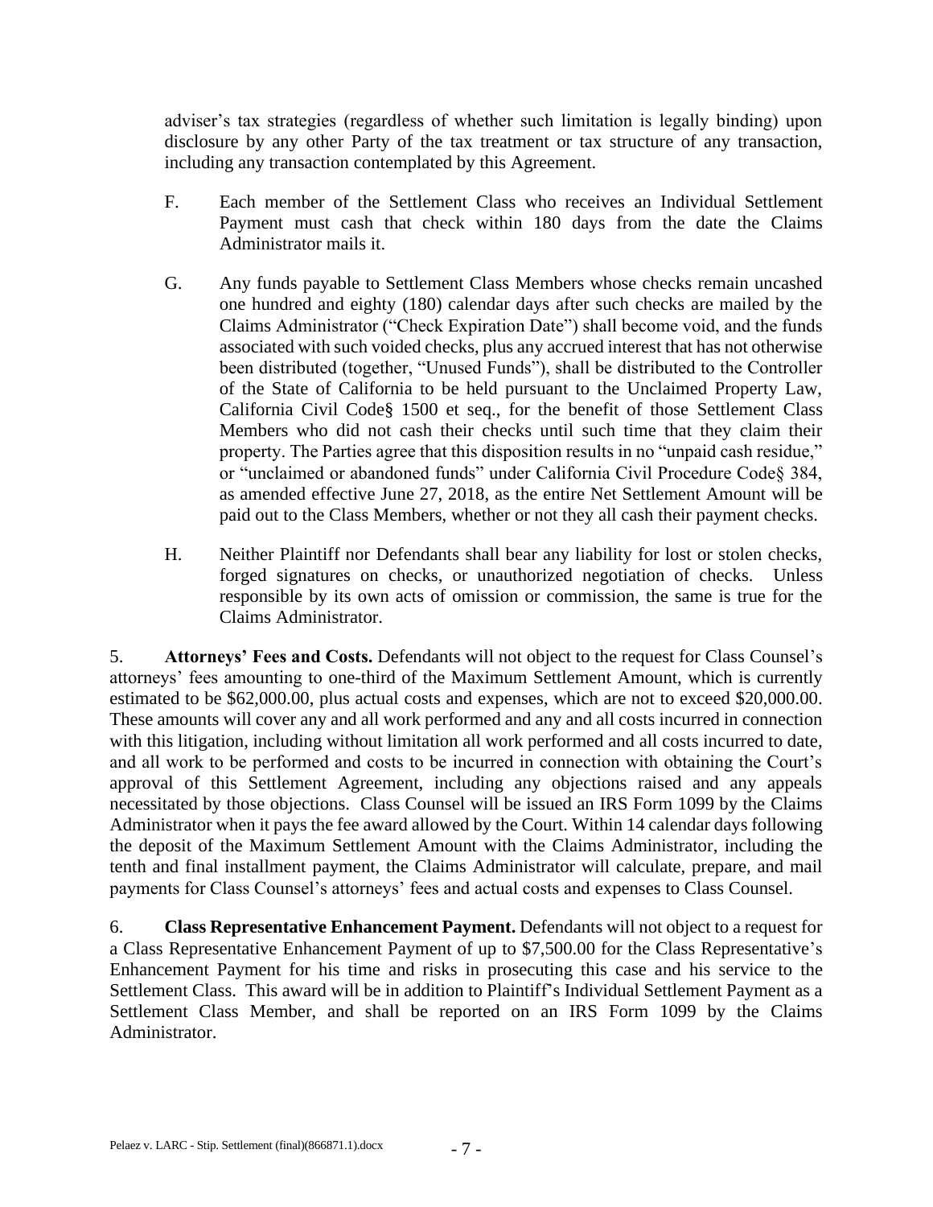adviser's tax strategies (regardless of whether such limitation is legally binding) upon disclosure by any other Party of the tax treatment or tax structure of any transaction, including any transaction contemplated by this Agreement.

F. Each member of the Settlement Class who receives an Individual Settlement Payment must cash that check within 180 days from the date the Claims Administrator mails it.

G. Any funds payable to Settlement Class Members whose checks remain uncashed one hundred and eighty (180) calendar days after such checks are mailed by the Claims Administrator ("Check Expiration Date") shall become void, and the funds associated with such voided checks, plus any accrued interest that has not otherwise been distributed (together, "Unused Funds"), shall be distributed to the Controller of the State of California to be held pursuant to the Unclaimed Property Law, California Civil Code§ 1500 et seq., for the benefit of those Settlement Class Members who did not cash their checks until such time that they claim their property. The Parties agree that this disposition results in no "unpaid cash residue," or "unclaimed or abandoned funds" under California Civil Procedure Code§ 384, as amended effective June 27, 2018, as the entire Net Settlement Amount will be paid out to the Class Members, whether or not they all cash their payment checks.

H. Neither Plaintiff nor Defendants shall bear any liability for lost or stolen checks, forged signatures on checks, or unauthorized negotiation of checks. Unless responsible by its own acts of omission or commission, the same is true for the Claims Administrator.

5. **Attorneys' Fees and Costs.** Defendants will not object to the request for Class Counsel's attorneys' fees amounting to one-third of the Maximum Settlement Amount, which is currently estimated to be $62,000.00, plus actual costs and expenses, which are not to exceed $20,000.00. These amounts will cover any and all work performed and any and all costs incurred in connection with this litigation, including without limitation all work performed and all costs incurred to date, and all work to be performed and costs to be incurred in connection with obtaining the Court's approval of this Settlement Agreement, including any objections raised and any appeals necessitated by those objections. Class Counsel will be issued an IRS Form 1099 by the Claims Administrator when it pays the fee award allowed by the Court. Within 14 calendar days following the deposit of the Maximum Settlement Amount with the Claims Administrator, including the tenth and final installment payment, the Claims Administrator will calculate, prepare, and mail payments for Class Counsel's attorneys' fees and actual costs and expenses to Class Counsel.

6. **Class Representative Enhancement Payment.** Defendants will not object to a request for a Class Representative Enhancement Payment of up to $7,500.00 for the Class Representative's Enhancement Payment for his time and risks in prosecuting this case and his service to the Settlement Class. This award will be in addition to Plaintiff's Individual Settlement Payment as a Settlement Class Member, and shall be reported on an IRS Form 1099 by the Claims Administrator.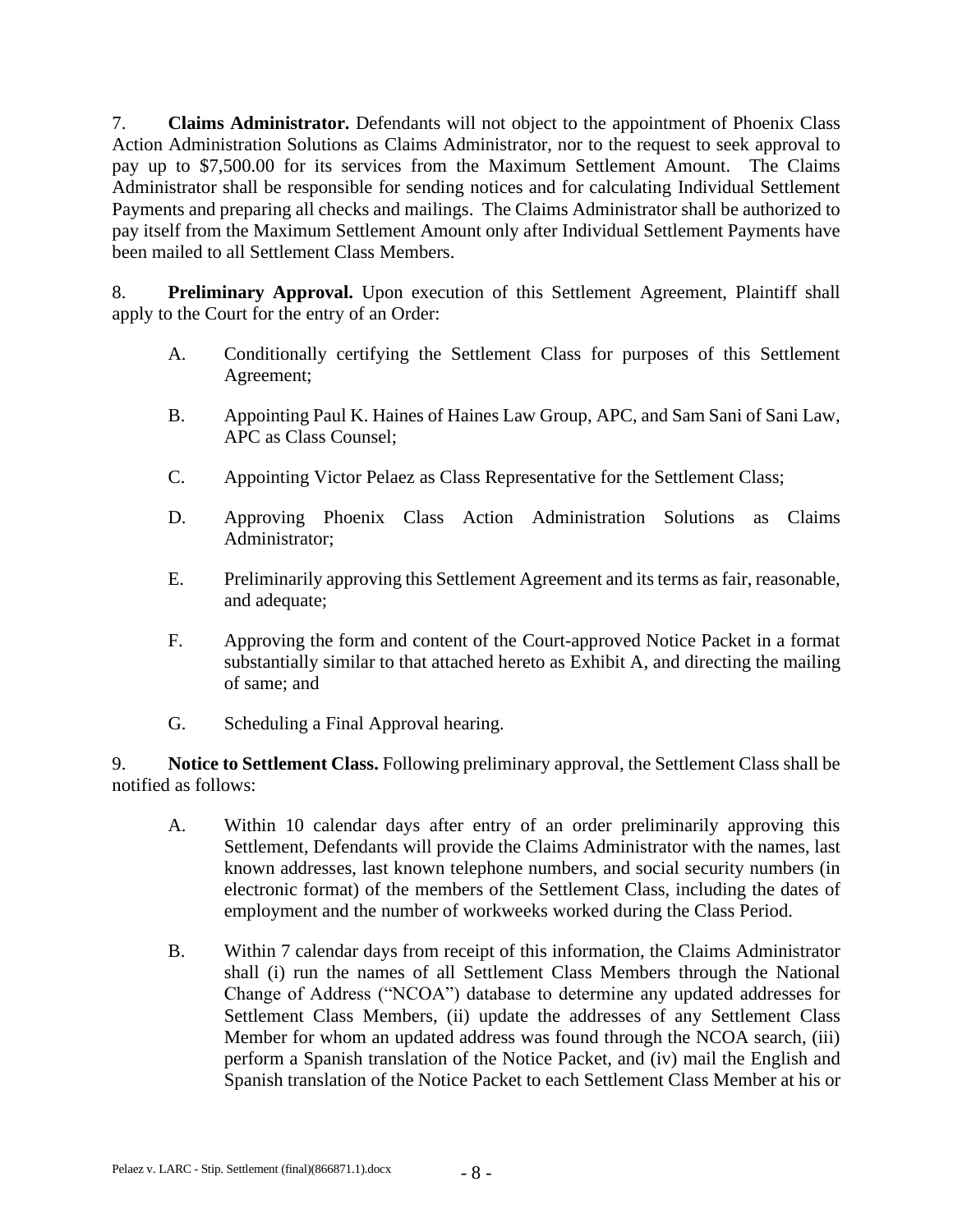7. **Claims Administrator.** Defendants will not object to the appointment of Phoenix Class Action Administration Solutions as Claims Administrator, nor to the request to seek approval to pay up to $7,500.00 for its services from the Maximum Settlement Amount. The Claims Administrator shall be responsible for sending notices and for calculating Individual Settlement Payments and preparing all checks and mailings. The Claims Administrator shall be authorized to pay itself from the Maximum Settlement Amount only after Individual Settlement Payments have been mailed to all Settlement Class Members.

8. **Preliminary Approval.** Upon execution of this Settlement Agreement, Plaintiff shall apply to the Court for the entry of an Order:

A. Conditionally certifying the Settlement Class for purposes of this Settlement Agreement;

B. Appointing Paul K. Haines of Haines Law Group, APC, and Sam Sani of Sani Law, APC as Class Counsel;

C. Appointing Victor Pelaez as Class Representative for the Settlement Class;

D. Approving Phoenix Class Action Administration Solutions as Claims Administrator;

E. Preliminarily approving this Settlement Agreement and its terms as fair, reasonable, and adequate;

F. Approving the form and content of the Court-approved Notice Packet in a format substantially similar to that attached hereto as Exhibit A, and directing the mailing of same; and

G. Scheduling a Final Approval hearing.

9. **Notice to Settlement Class.** Following preliminary approval, the Settlement Class shall be notified as follows:

A. Within 10 calendar days after entry of an order preliminarily approving this Settlement, Defendants will provide the Claims Administrator with the names, last known addresses, last known telephone numbers, and social security numbers (in electronic format) of the members of the Settlement Class, including the dates of employment and the number of workweeks worked during the Class Period.

B. Within 7 calendar days from receipt of this information, the Claims Administrator shall (i) run the names of all Settlement Class Members through the National Change of Address ("NCOA") database to determine any updated addresses for Settlement Class Members, (ii) update the addresses of any Settlement Class Member for whom an updated address was found through the NCOA search, (iii) perform a Spanish translation of the Notice Packet, and (iv) mail the English and Spanish translation of the Notice Packet to each Settlement Class Member at his or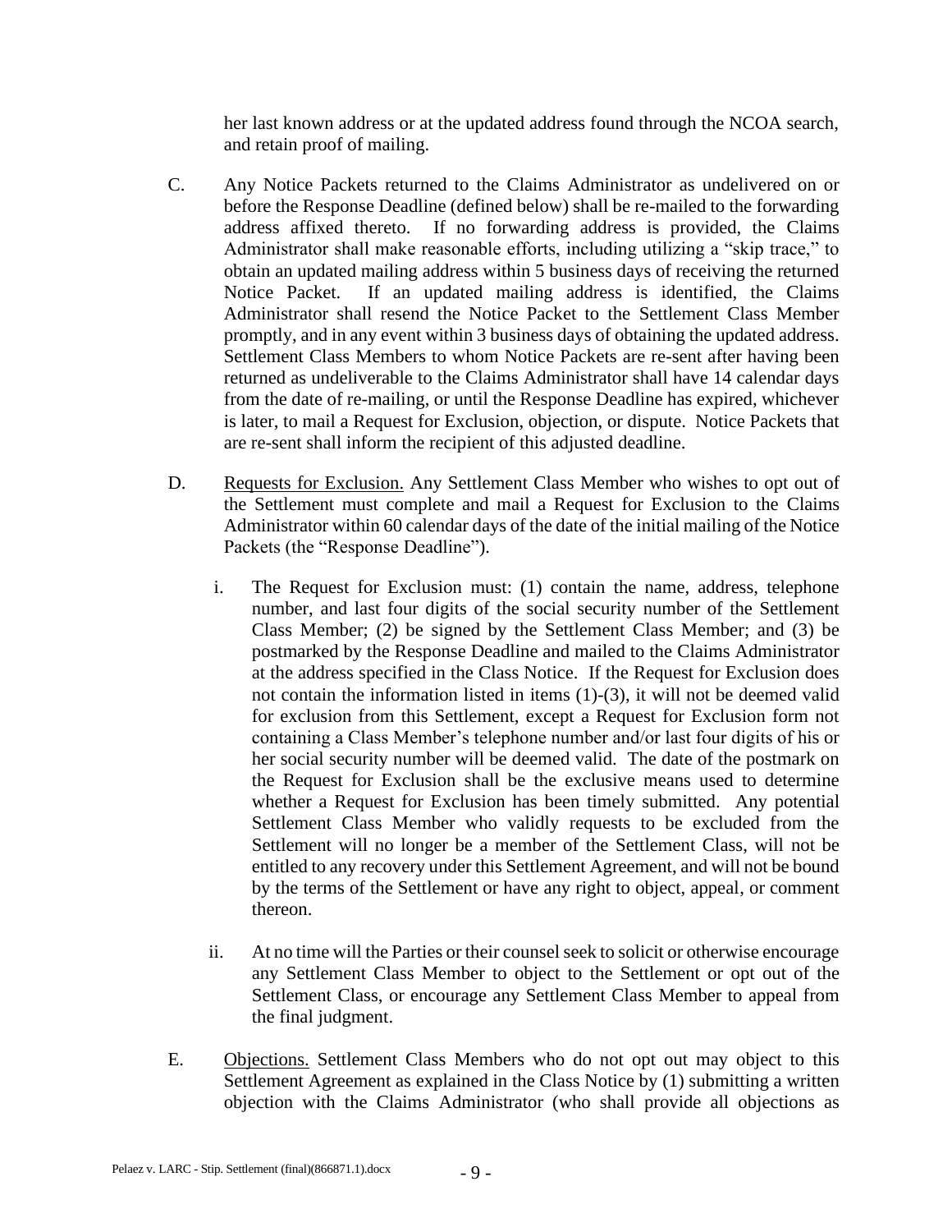her last known address or at the updated address found through the NCOA search, and retain proof of mailing.

C. Any Notice Packets returned to the Claims Administrator as undelivered on or before the Response Deadline (defined below) shall be re-mailed to the forwarding address affixed thereto. If no forwarding address is provided, the Claims Administrator shall make reasonable efforts, including utilizing a "skip trace," to obtain an updated mailing address within 5 business days of receiving the returned Notice Packet. If an updated mailing address is identified, the Claims Administrator shall resend the Notice Packet to the Settlement Class Member promptly, and in any event within 3 business days of obtaining the updated address. Settlement Class Members to whom Notice Packets are re-sent after having been returned as undeliverable to the Claims Administrator shall have 14 calendar days from the date of re-mailing, or until the Response Deadline has expired, whichever is later, to mail a Request for Exclusion, objection, or dispute. Notice Packets that are re-sent shall inform the recipient of this adjusted deadline.

D. Requests for Exclusion. Any Settlement Class Member who wishes to opt out of the Settlement must complete and mail a Request for Exclusion to the Claims Administrator within 60 calendar days of the date of the initial mailing of the Notice Packets (the "Response Deadline").

i. The Request for Exclusion must: (1) contain the name, address, telephone number, and last four digits of the social security number of the Settlement Class Member; (2) be signed by the Settlement Class Member; and (3) be postmarked by the Response Deadline and mailed to the Claims Administrator at the address specified in the Class Notice. If the Request for Exclusion does not contain the information listed in items (1)-(3), it will not be deemed valid for exclusion from this Settlement, except a Request for Exclusion form not containing a Class Member's telephone number and/or last four digits of his or her social security number will be deemed valid. The date of the postmark on the Request for Exclusion shall be the exclusive means used to determine whether a Request for Exclusion has been timely submitted. Any potential Settlement Class Member who validly requests to be excluded from the Settlement will no longer be a member of the Settlement Class, will not be entitled to any recovery under this Settlement Agreement, and will not be bound by the terms of the Settlement or have any right to object, appeal, or comment thereon.

ii. At no time will the Parties or their counsel seek to solicit or otherwise encourage any Settlement Class Member to object to the Settlement or opt out of the Settlement Class, or encourage any Settlement Class Member to appeal from the final judgment.

E. Objections. Settlement Class Members who do not opt out may object to this Settlement Agreement as explained in the Class Notice by (1) submitting a written objection with the Claims Administrator (who shall provide all objections as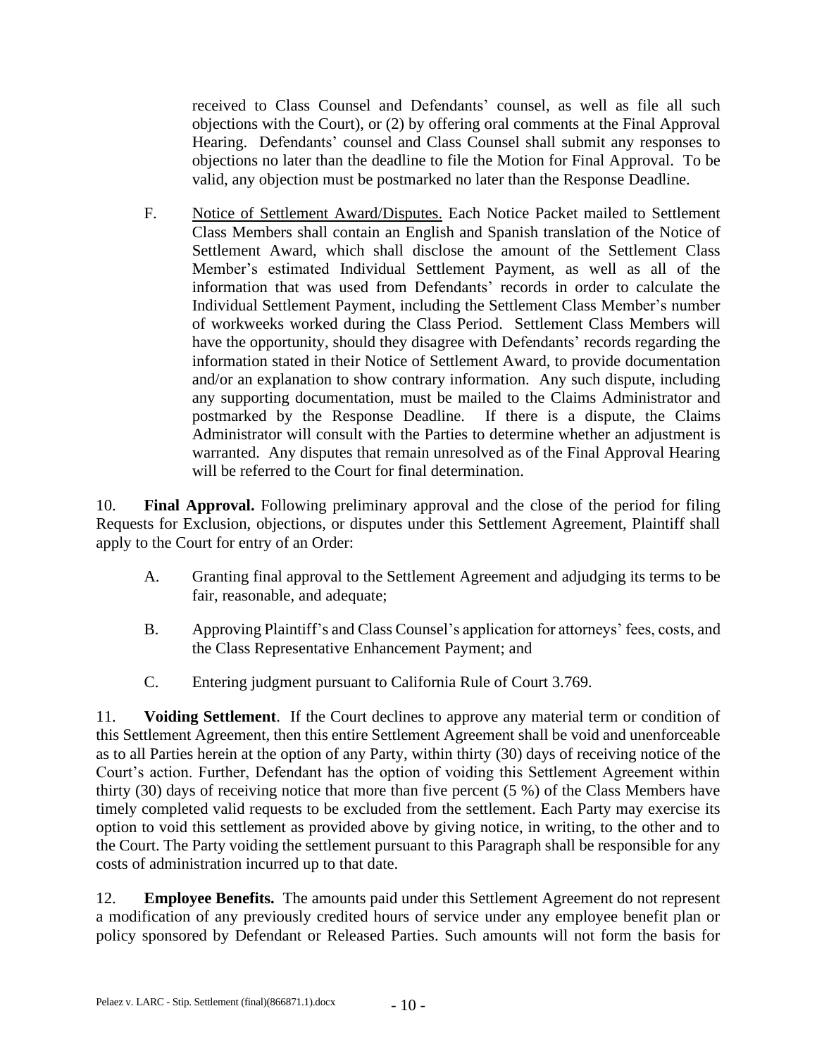received to Class Counsel and Defendants' counsel, as well as file all such objections with the Court), or (2) by offering oral comments at the Final Approval Hearing. Defendants' counsel and Class Counsel shall submit any responses to objections no later than the deadline to file the Motion for Final Approval. To be valid, any objection must be postmarked no later than the Response Deadline.

F. Notice of Settlement Award/Disputes. Each Notice Packet mailed to Settlement Class Members shall contain an English and Spanish translation of the Notice of Settlement Award, which shall disclose the amount of the Settlement Class Member's estimated Individual Settlement Payment, as well as all of the information that was used from Defendants' records in order to calculate the Individual Settlement Payment, including the Settlement Class Member's number of workweeks worked during the Class Period. Settlement Class Members will have the opportunity, should they disagree with Defendants' records regarding the information stated in their Notice of Settlement Award, to provide documentation and/or an explanation to show contrary information. Any such dispute, including any supporting documentation, must be mailed to the Claims Administrator and postmarked by the Response Deadline. If there is a dispute, the Claims Administrator will consult with the Parties to determine whether an adjustment is warranted. Any disputes that remain unresolved as of the Final Approval Hearing will be referred to the Court for final determination.

10. **Final Approval.** Following preliminary approval and the close of the period for filing Requests for Exclusion, objections, or disputes under this Settlement Agreement, Plaintiff shall apply to the Court for entry of an Order:

A. Granting final approval to the Settlement Agreement and adjudging its terms to be fair, reasonable, and adequate;

B. Approving Plaintiff's and Class Counsel's application for attorneys' fees, costs, and the Class Representative Enhancement Payment; and

C. Entering judgment pursuant to California Rule of Court 3.769.

11. **Voiding Settlement**. If the Court declines to approve any material term or condition of this Settlement Agreement, then this entire Settlement Agreement shall be void and unenforceable as to all Parties herein at the option of any Party, within thirty (30) days of receiving notice of the Court's action. Further, Defendant has the option of voiding this Settlement Agreement within thirty (30) days of receiving notice that more than five percent (5 %) of the Class Members have timely completed valid requests to be excluded from the settlement. Each Party may exercise its option to void this settlement as provided above by giving notice, in writing, to the other and to the Court. The Party voiding the settlement pursuant to this Paragraph shall be responsible for any costs of administration incurred up to that date.

12. **Employee Benefits.** The amounts paid under this Settlement Agreement do not represent a modification of any previously credited hours of service under any employee benefit plan or policy sponsored by Defendant or Released Parties. Such amounts will not form the basis for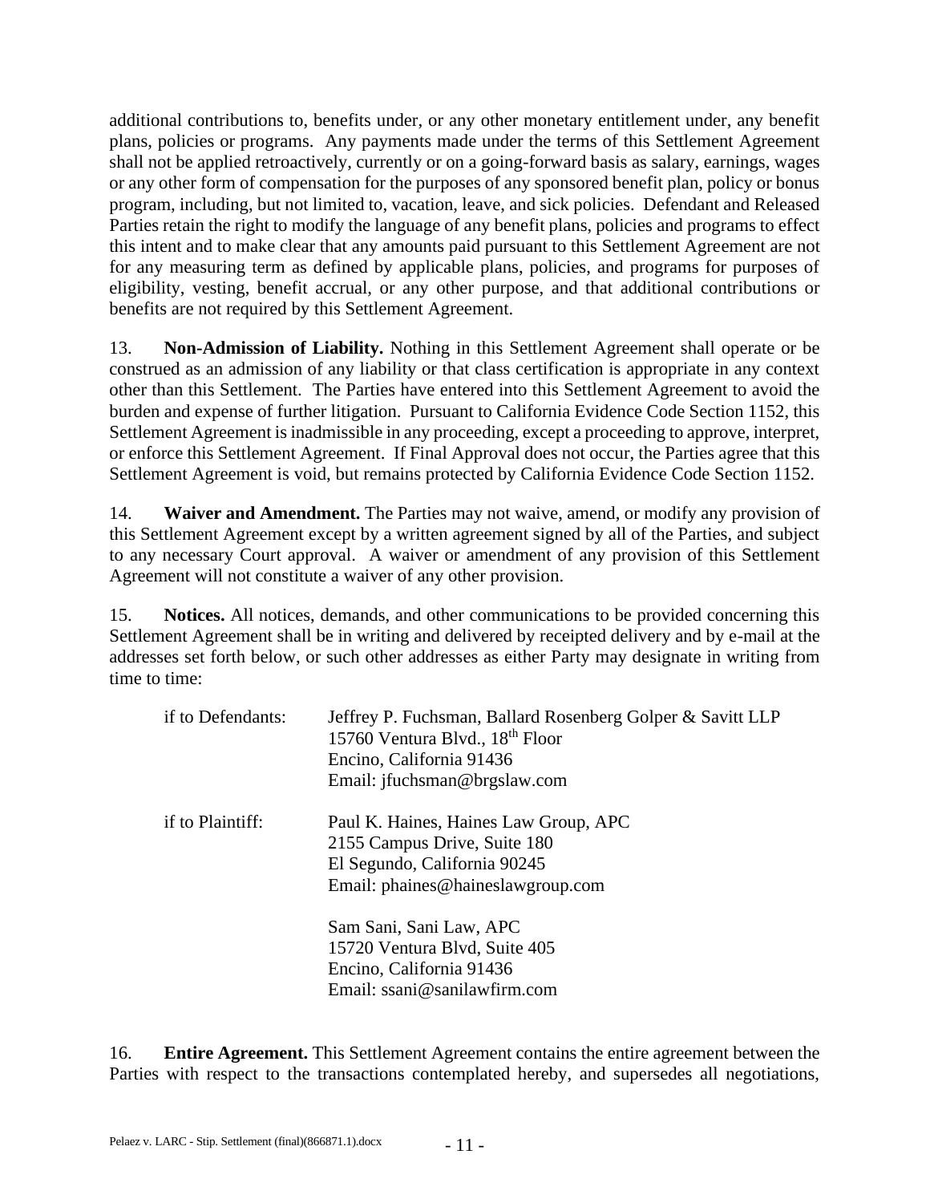additional contributions to, benefits under, or any other monetary entitlement under, any benefit plans, policies or programs. Any payments made under the terms of this Settlement Agreement shall not be applied retroactively, currently or on a going-forward basis as salary, earnings, wages or any other form of compensation for the purposes of any sponsored benefit plan, policy or bonus program, including, but not limited to, vacation, leave, and sick policies. Defendant and Released Parties retain the right to modify the language of any benefit plans, policies and programs to effect this intent and to make clear that any amounts paid pursuant to this Settlement Agreement are not for any measuring term as defined by applicable plans, policies, and programs for purposes of eligibility, vesting, benefit accrual, or any other purpose, and that additional contributions or benefits are not required by this Settlement Agreement.

13. **Non-Admission of Liability.** Nothing in this Settlement Agreement shall operate or be construed as an admission of any liability or that class certification is appropriate in any context other than this Settlement. The Parties have entered into this Settlement Agreement to avoid the burden and expense of further litigation. Pursuant to California Evidence Code Section 1152, this Settlement Agreement is inadmissible in any proceeding, except a proceeding to approve, interpret, or enforce this Settlement Agreement. If Final Approval does not occur, the Parties agree that this Settlement Agreement is void, but remains protected by California Evidence Code Section 1152.

14. **Waiver and Amendment.** The Parties may not waive, amend, or modify any provision of this Settlement Agreement except by a written agreement signed by all of the Parties, and subject to any necessary Court approval. A waiver or amendment of any provision of this Settlement Agreement will not constitute a waiver of any other provision.

15. **Notices.** All notices, demands, and other communications to be provided concerning this Settlement Agreement shall be in writing and delivered by receipted delivery and by e-mail at the addresses set forth below, or such other addresses as either Party may designate in writing from time to time:

if to Defendants:

Jeffrey P. Fuchsman, Ballard Rosenberg Golper & Savitt LLP
15760 Ventura Blvd., 18th Floor
Encino, California 91436
Email: jfuchsman@brgslaw.com

if to Plaintiff:

Paul K. Haines, Haines Law Group, APC
2155 Campus Drive, Suite 180
El Segundo, California 90245
Email: phaines@haineslawgroup.com

Sam Sani, Sani Law, APC
15720 Ventura Blvd, Suite 405
Encino, California 91436
Email: ssani@sanilawfirm.com

16. **Entire Agreement.** This Settlement Agreement contains the entire agreement between the Parties with respect to the transactions contemplated hereby, and supersedes all negotiations,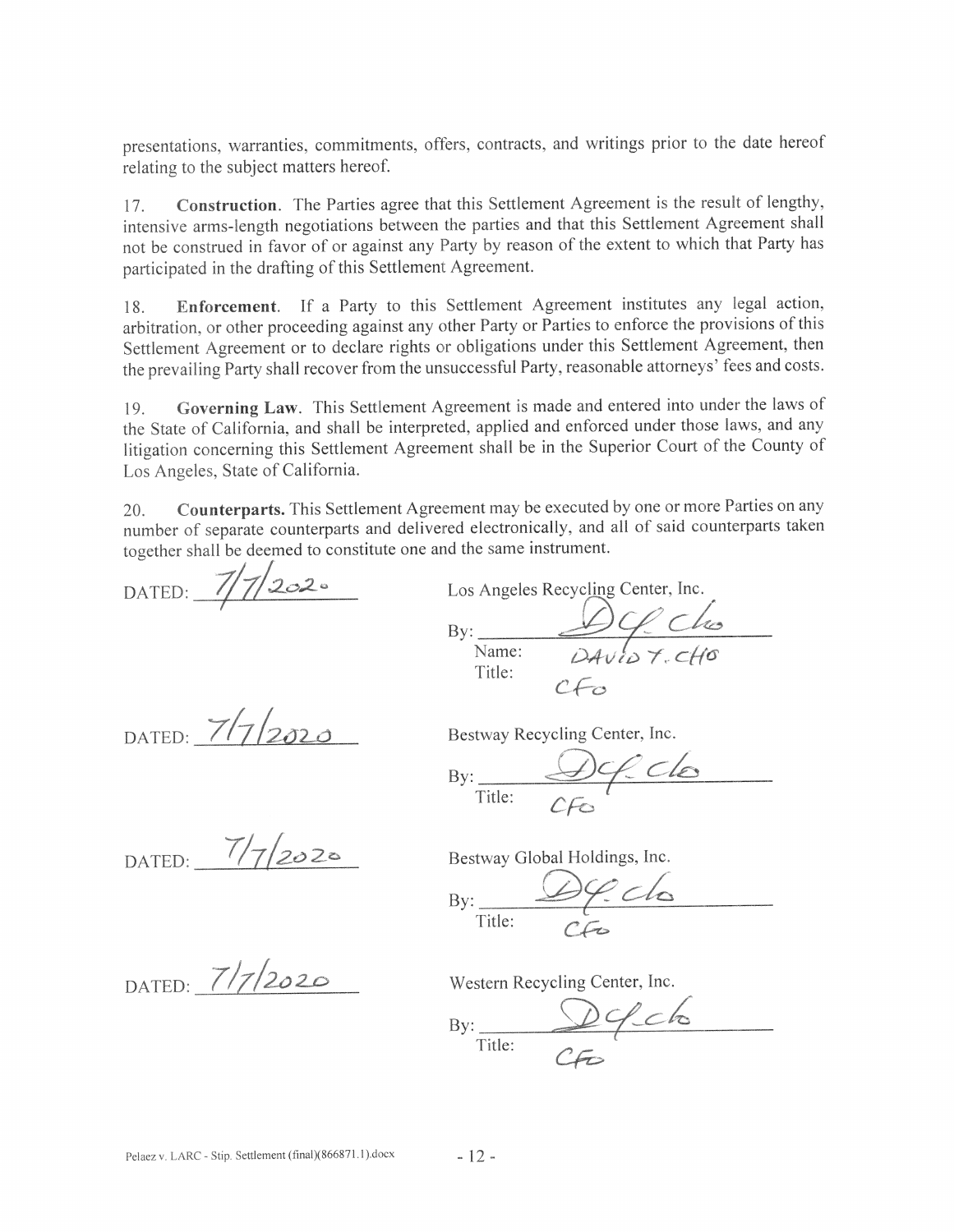presentations, warranties, commitments, offers, contracts, and writings prior to the date hereof relating to the subject matters hereof.

17. **Construction**. The Parties agree that this Settlement Agreement is the result of lengthy, intensive arms-length negotiations between the parties and that this Settlement Agreement shall not be construed in favor of or against any Party by reason of the extent to which that Party has participated in the drafting of this Settlement Agreement.

18. **Enforcement**. If a Party to this Settlement Agreement institutes any legal action, arbitration, or other proceeding against any other Party or Parties to enforce the provisions of this Settlement Agreement or to declare rights or obligations under this Settlement Agreement, then the prevailing Party shall recover from the unsuccessful Party, reasonable attorneys' fees and costs.

19. **Governing Law**. This Settlement Agreement is made and entered into under the laws of the State of California, and shall be interpreted, applied and enforced under those laws, and any litigation concerning this Settlement Agreement shall be in the Superior Court of the County of Los Angeles, State of California.

20. **Counterparts.** This Settlement Agreement may be executed by one or more Parties on any number of separate counterparts and delivered electronically, and all of said counterparts taken together shall be deemed to constitute one and the same instrument.

DATED: 7/7/2020

Los Angeles Recycling Center, Inc.

By: [signature]
Name: DAVID Y. CHO
Title: CFO

DATED: 7/7/2020

Bestway Recycling Center, Inc.

By: [signature]
Title: CFO

DATED: 7/7/2020

Bestway Global Holdings, Inc.

By: [signature]
Title: CFO

DATED: 7/7/2020

Western Recycling Center, Inc.

By: [signature]
Title: CFO

Pelaez v. LARC - Stip. Settlement (final)(866871.1).docx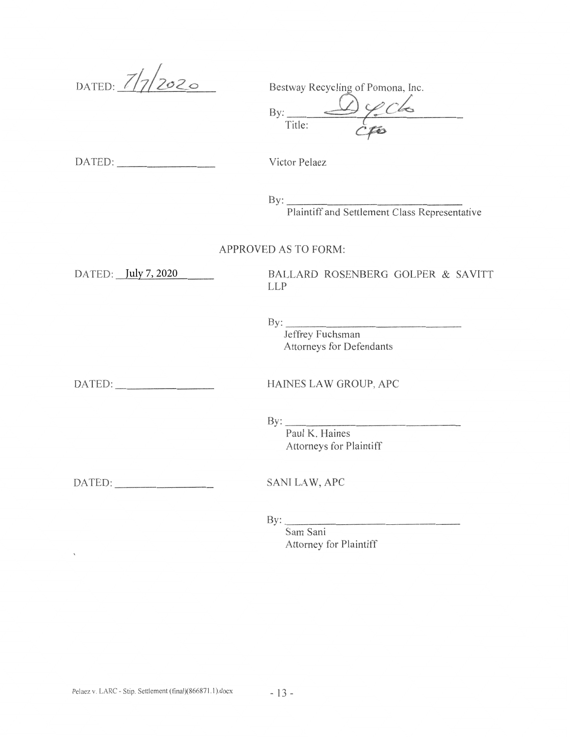DATED: 7/7/2020

Bestway Recycling of Pomona, Inc.

By: ______________________________

Title: CFO

DATED: ____________________

Victor Pelaez

By: ______________________________

Plaintiff and Settlement Class Representative

APPROVED AS TO FORM:

DATED: July 7, 2020

BALLARD ROSENBERG GOLPER & SAVITT LLP

By: ______________________________

Jeffrey Fuchsman
Attorneys for Defendants

DATED: ____________________

HAINES LAW GROUP, APC

By: ______________________________

Paul K. Haines
Attorneys for Plaintiff

DATED: ____________________

SANI LAW, APC

By: ______________________________

Sam Sani
Attorney for Plaintiff

Pelaez v. LARC - Stip. Settlement (final)(866871.1).docx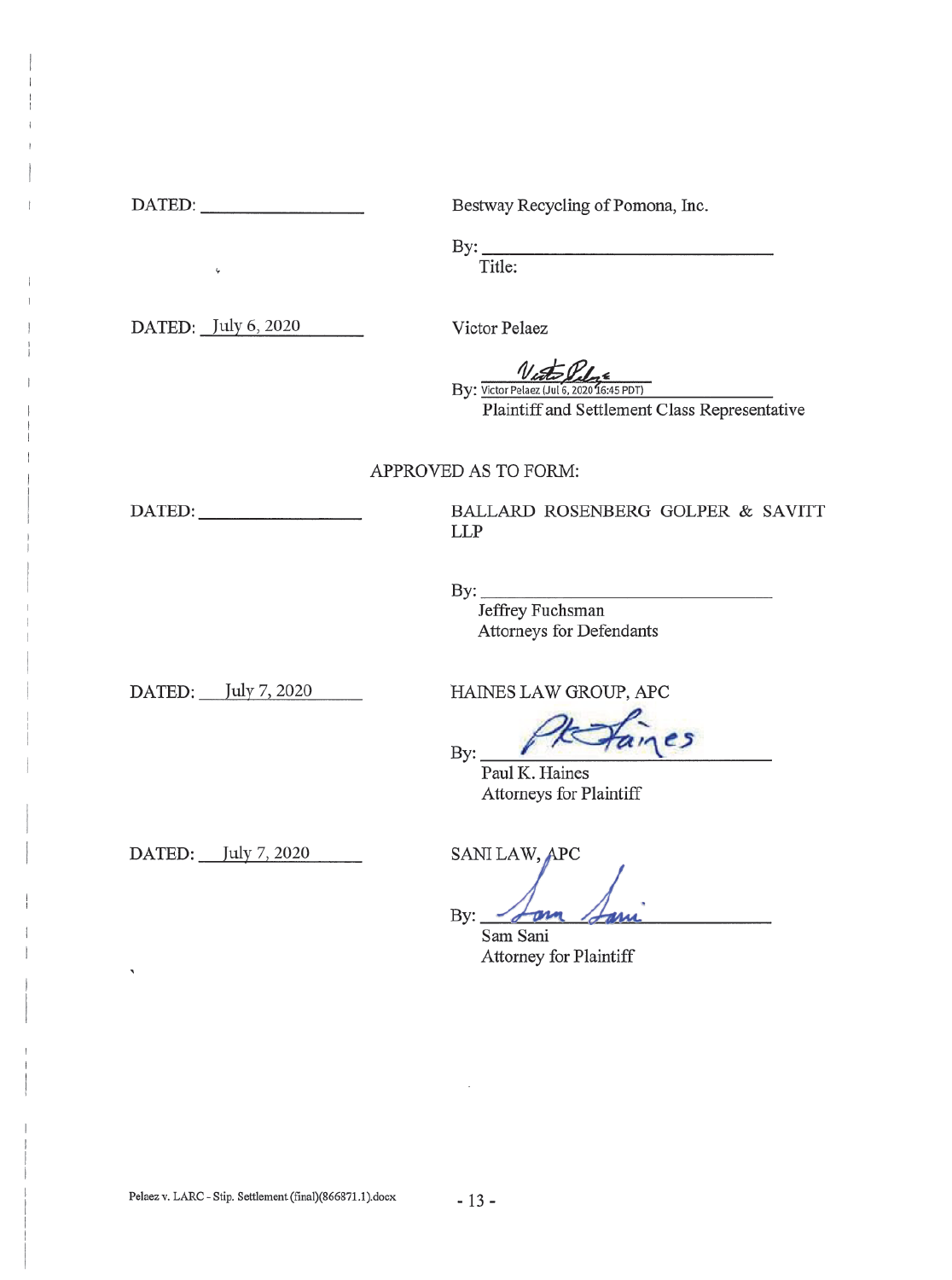DATED: ____________________

Bestway Recycling of Pomona, Inc.

By: ________________________________
Title:

DATED: July 6, 2020

Victor Pelaez

By: Victor Pelaez (Jul 6, 2020 16:45 PDT)
Plaintiff and Settlement Class Representative

APPROVED AS TO FORM:

DATED: ____________________

BALLARD ROSENBERG GOLPER & SAVITT LLP

By: ________________________________
Jeffrey Fuchsman
Attorneys for Defendants

DATED: July 7, 2020

HAINES LAW GROUP, APC

By: ________________________________
Paul K. Haines
Attorneys for Plaintiff

DATED: July 7, 2020

SANI LAW, APC

By: ________________________________
Sam Sani
Attorney for Plaintiff

Pelaez v. LARC - Stip. Settlement (final)(866871.1).docx